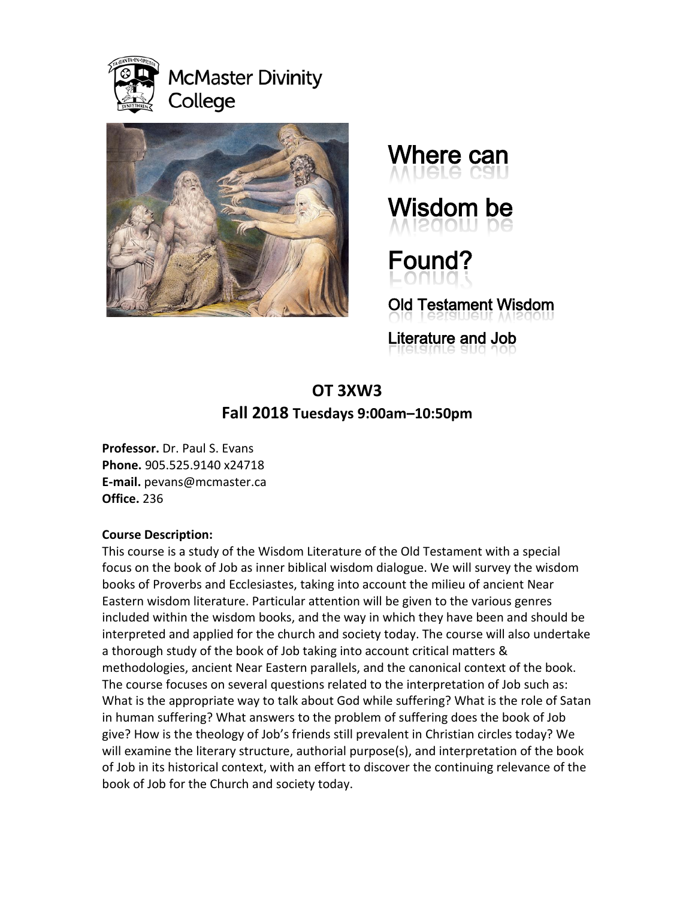McMaster Divinity College

# Where can Wisdom be Found?

## Old Testament Wisdom Literature and Job

## OT 3XW3

### Fall 2018 Tuesdays 9:00am–10:50pm

**Professor.** Dr. Paul S. Evans
**Phone.** 905.525.9140 x24718
**E-mail.** pevans@mcmaster.ca
**Office.** 236

**Course Description:**
This course is a study of the Wisdom Literature of the Old Testament with a special focus on the book of Job as inner biblical wisdom dialogue. We will survey the wisdom books of Proverbs and Ecclesiastes, taking into account the milieu of ancient Near Eastern wisdom literature. Particular attention will be given to the various genres included within the wisdom books, and the way in which they have been and should be interpreted and applied for the church and society today. The course will also undertake a thorough study of the book of Job taking into account critical matters & methodologies, ancient Near Eastern parallels, and the canonical context of the book. The course focuses on several questions related to the interpretation of Job such as: What is the appropriate way to talk about God while suffering? What is the role of Satan in human suffering? What answers to the problem of suffering does the book of Job give? How is the theology of Job's friends still prevalent in Christian circles today? We will examine the literary structure, authorial purpose(s), and interpretation of the book of Job in its historical context, with an effort to discover the continuing relevance of the book of Job for the Church and society today.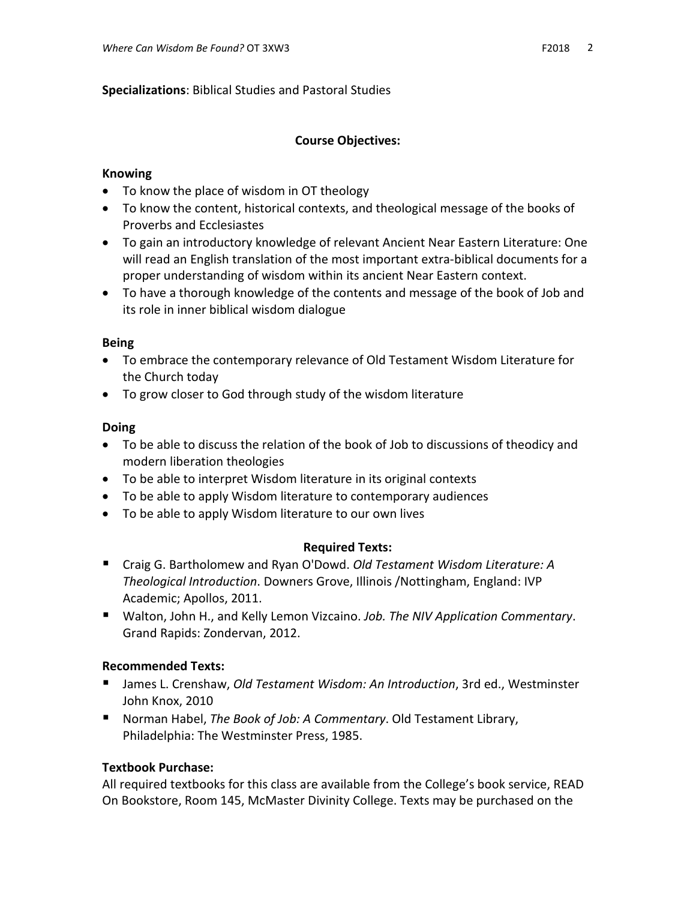**Specializations**: Biblical Studies and Pastoral Studies

## Course Objectives:

### Knowing

- To know the place of wisdom in OT theology
- To know the content, historical contexts, and theological message of the books of Proverbs and Ecclesiastes
- To gain an introductory knowledge of relevant Ancient Near Eastern Literature: One will read an English translation of the most important extra-biblical documents for a proper understanding of wisdom within its ancient Near Eastern context.
- To have a thorough knowledge of the contents and message of the book of Job and its role in inner biblical wisdom dialogue

### Being

- To embrace the contemporary relevance of Old Testament Wisdom Literature for the Church today
- To grow closer to God through study of the wisdom literature

### Doing

- To be able to discuss the relation of the book of Job to discussions of theodicy and modern liberation theologies
- To be able to interpret Wisdom literature in its original contexts
- To be able to apply Wisdom literature to contemporary audiences
- To be able to apply Wisdom literature to our own lives

## Required Texts:

- Craig G. Bartholomew and Ryan O'Dowd. *Old Testament Wisdom Literature: A Theological Introduction*. Downers Grove, Illinois /Nottingham, England: IVP Academic; Apollos, 2011.
- Walton, John H., and Kelly Lemon Vizcaino. *Job. The NIV Application Commentary*. Grand Rapids: Zondervan, 2012.

### Recommended Texts:

- James L. Crenshaw, *Old Testament Wisdom: An Introduction*, 3rd ed., Westminster John Knox, 2010
- Norman Habel, *The Book of Job: A Commentary*. Old Testament Library, Philadelphia: The Westminster Press, 1985.

### Textbook Purchase:

All required textbooks for this class are available from the College's book service, READ On Bookstore, Room 145, McMaster Divinity College. Texts may be purchased on the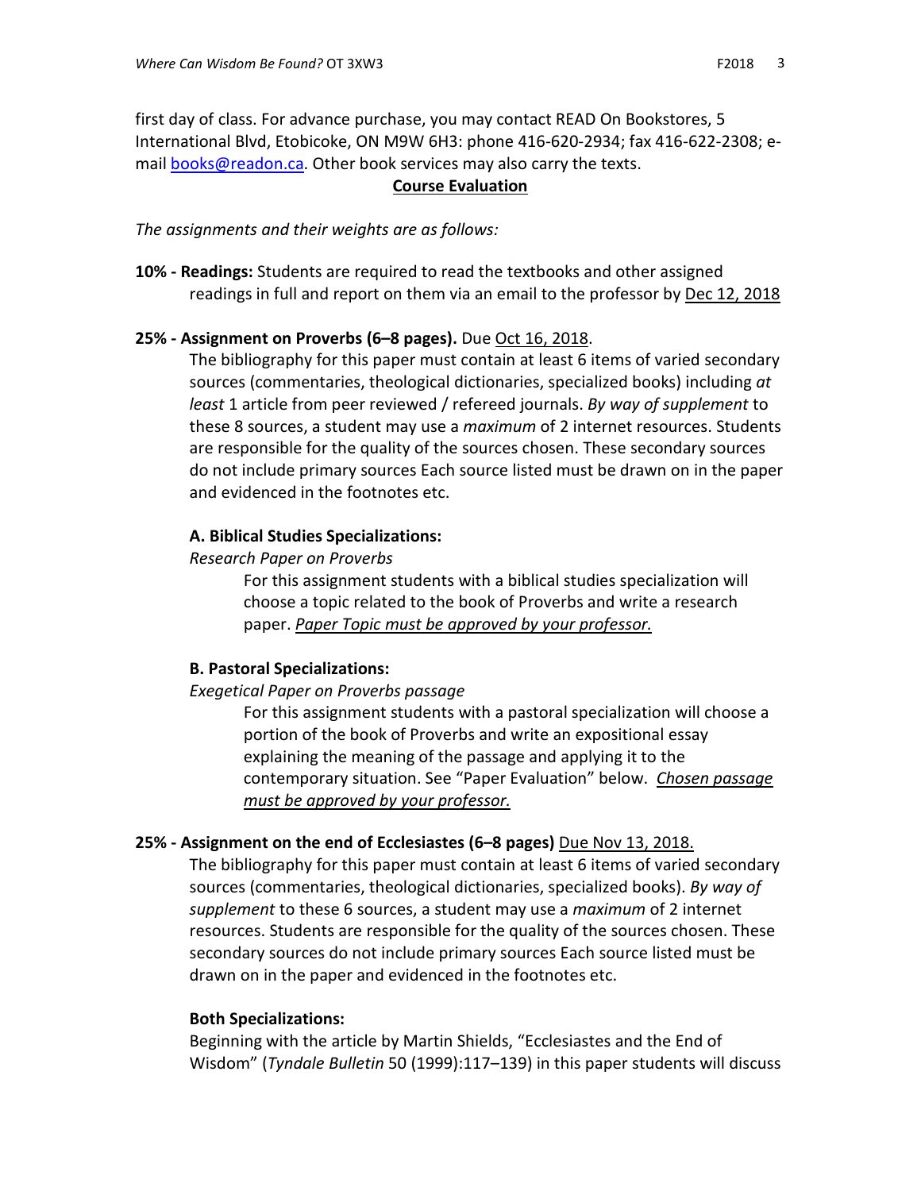first day of class. For advance purchase, you may contact READ On Bookstores, 5 International Blvd, Etobicoke, ON M9W 6H3: phone 416-620-2934; fax 416-622-2308; e-mail books@readon.ca. Other book services may also carry the texts.

## Course Evaluation

*The assignments and their weights are as follows:*

**10% - Readings:** Students are required to read the textbooks and other assigned readings in full and report on them via an email to the professor by Dec 12, 2018

**25% - Assignment on Proverbs (6–8 pages).** Due Oct 16, 2018.

The bibliography for this paper must contain at least 6 items of varied secondary sources (commentaries, theological dictionaries, specialized books) including *at least* 1 article from peer reviewed / refereed journals. *By way of supplement* to these 8 sources, a student may use a *maximum* of 2 internet resources. Students are responsible for the quality of the sources chosen. These secondary sources do not include primary sources Each source listed must be drawn on in the paper and evidenced in the footnotes etc.

**A. Biblical Studies Specializations:**

*Research Paper on Proverbs*

For this assignment students with a biblical studies specialization will choose a topic related to the book of Proverbs and write a research paper. *Paper Topic must be approved by your professor.*

**B. Pastoral Specializations:**

*Exegetical Paper on Proverbs passage*

For this assignment students with a pastoral specialization will choose a portion of the book of Proverbs and write an expositional essay explaining the meaning of the passage and applying it to the contemporary situation. See "Paper Evaluation" below. *Chosen passage must be approved by your professor.*

**25% - Assignment on the end of Ecclesiastes (6–8 pages)** Due Nov 13, 2018.

The bibliography for this paper must contain at least 6 items of varied secondary sources (commentaries, theological dictionaries, specialized books). *By way of supplement* to these 6 sources, a student may use a *maximum* of 2 internet resources. Students are responsible for the quality of the sources chosen. These secondary sources do not include primary sources Each source listed must be drawn on in the paper and evidenced in the footnotes etc.

**Both Specializations:**

Beginning with the article by Martin Shields, "Ecclesiastes and the End of Wisdom" (*Tyndale Bulletin* 50 (1999):117–139) in this paper students will discuss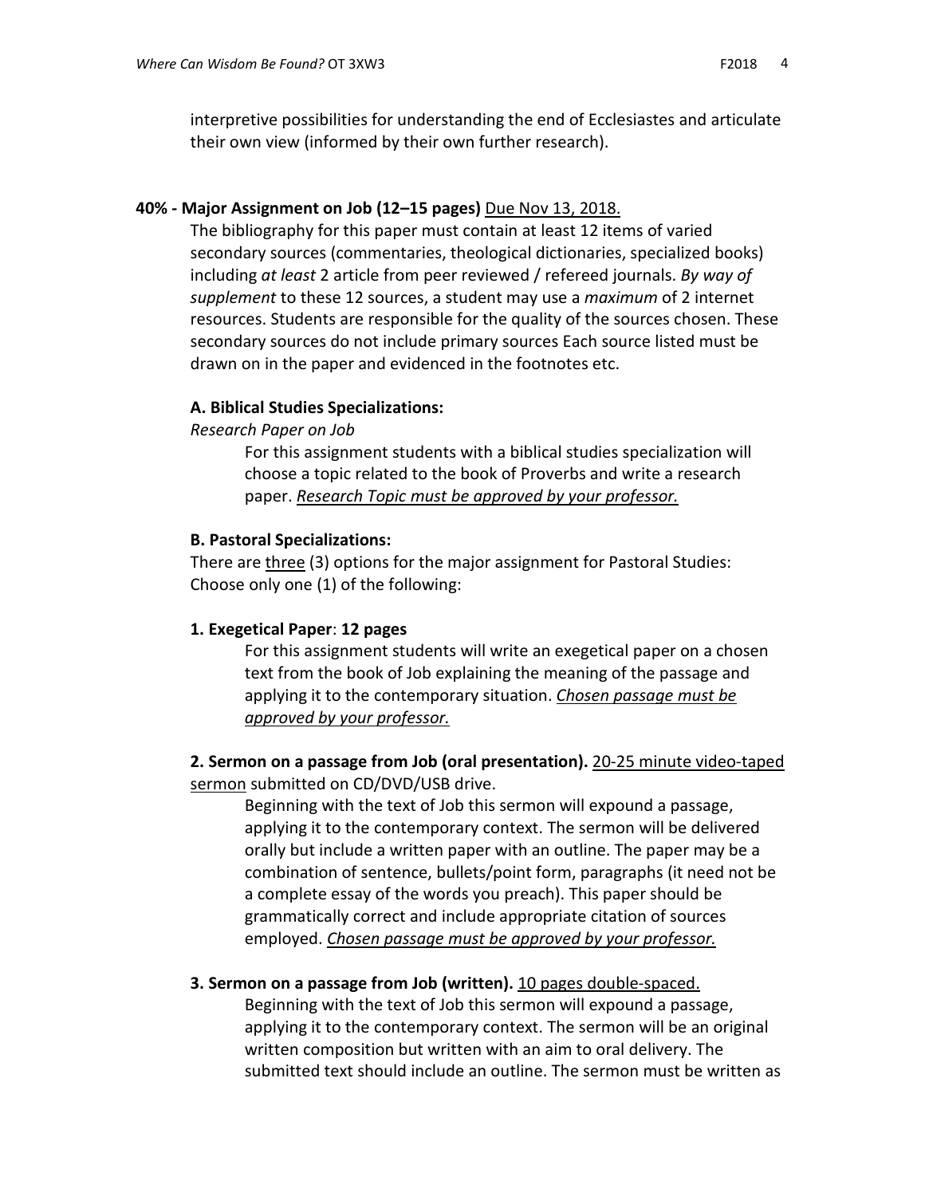interpretive possibilities for understanding the end of Ecclesiastes and articulate their own view (informed by their own further research).

**40% - Major Assignment on Job (12–15 pages)** Due Nov 13, 2018.

The bibliography for this paper must contain at least 12 items of varied secondary sources (commentaries, theological dictionaries, specialized books) including *at least* 2 article from peer reviewed / refereed journals. *By way of supplement* to these 12 sources, a student may use a *maximum* of 2 internet resources. Students are responsible for the quality of the sources chosen. These secondary sources do not include primary sources Each source listed must be drawn on in the paper and evidenced in the footnotes etc.

**A. Biblical Studies Specializations:**

*Research Paper on Job*

For this assignment students with a biblical studies specialization will choose a topic related to the book of Proverbs and write a research paper. ***Research Topic must be approved by your professor.***

**B. Pastoral Specializations:**

There are three (3) options for the major assignment for Pastoral Studies: Choose only one (1) of the following:

**1. Exegetical Paper**: **12 pages**

For this assignment students will write an exegetical paper on a chosen text from the book of Job explaining the meaning of the passage and applying it to the contemporary situation. ***Chosen passage must be approved by your professor.***

**2. Sermon on a passage from Job (oral presentation).** 20-25 minute video-taped sermon submitted on CD/DVD/USB drive.

Beginning with the text of Job this sermon will expound a passage, applying it to the contemporary context. The sermon will be delivered orally but include a written paper with an outline. The paper may be a combination of sentence, bullets/point form, paragraphs (it need not be a complete essay of the words you preach). This paper should be grammatically correct and include appropriate citation of sources employed. ***Chosen passage must be approved by your professor.***

**3. Sermon on a passage from Job (written).** 10 pages double-spaced.

Beginning with the text of Job this sermon will expound a passage, applying it to the contemporary context. The sermon will be an original written composition but written with an aim to oral delivery. The submitted text should include an outline. The sermon must be written as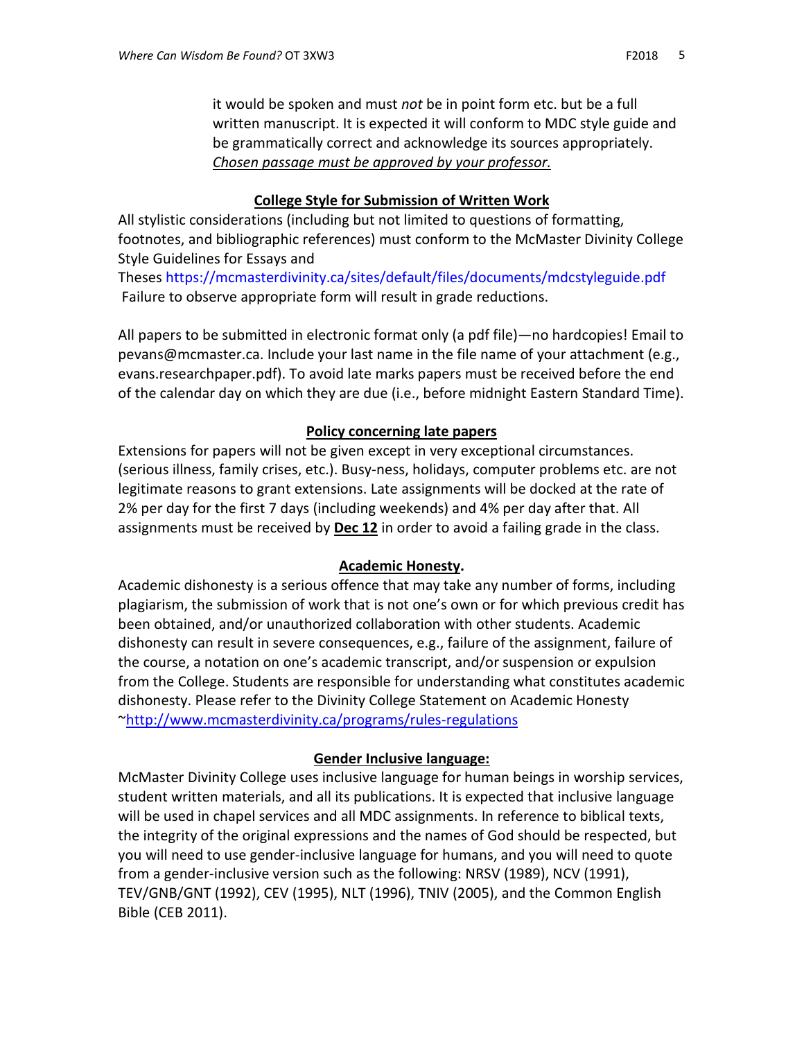it would be spoken and must *not* be in point form etc. but be a full written manuscript. It is expected it will conform to MDC style guide and be grammatically correct and acknowledge its sources appropriately. *Chosen passage must be approved by your professor.*

## College Style for Submission of Written Work

All stylistic considerations (including but not limited to questions of formatting, footnotes, and bibliographic references) must conform to the McMaster Divinity College Style Guidelines for Essays and Theses https://mcmasterdivinity.ca/sites/default/files/documents/mdcstyleguide.pdf Failure to observe appropriate form will result in grade reductions.

All papers to be submitted in electronic format only (a pdf file)—no hardcopies! Email to pevans@mcmaster.ca. Include your last name in the file name of your attachment (e.g., evans.researchpaper.pdf). To avoid late marks papers must be received before the end of the calendar day on which they are due (i.e., before midnight Eastern Standard Time).

## Policy concerning late papers

Extensions for papers will not be given except in very exceptional circumstances. (serious illness, family crises, etc.). Busy-ness, holidays, computer problems etc. are not legitimate reasons to grant extensions. Late assignments will be docked at the rate of 2% per day for the first 7 days (including weekends) and 4% per day after that. All assignments must be received by **Dec 12** in order to avoid a failing grade in the class.

## Academic Honesty.

Academic dishonesty is a serious offence that may take any number of forms, including plagiarism, the submission of work that is not one's own or for which previous credit has been obtained, and/or unauthorized collaboration with other students. Academic dishonesty can result in severe consequences, e.g., failure of the assignment, failure of the course, a notation on one's academic transcript, and/or suspension or expulsion from the College. Students are responsible for understanding what constitutes academic dishonesty. Please refer to the Divinity College Statement on Academic Honesty ~http://www.mcmasterdivinity.ca/programs/rules-regulations

## Gender Inclusive language:

McMaster Divinity College uses inclusive language for human beings in worship services, student written materials, and all its publications. It is expected that inclusive language will be used in chapel services and all MDC assignments. In reference to biblical texts, the integrity of the original expressions and the names of God should be respected, but you will need to use gender-inclusive language for humans, and you will need to quote from a gender-inclusive version such as the following: NRSV (1989), NCV (1991), TEV/GNB/GNT (1992), CEV (1995), NLT (1996), TNIV (2005), and the Common English Bible (CEB 2011).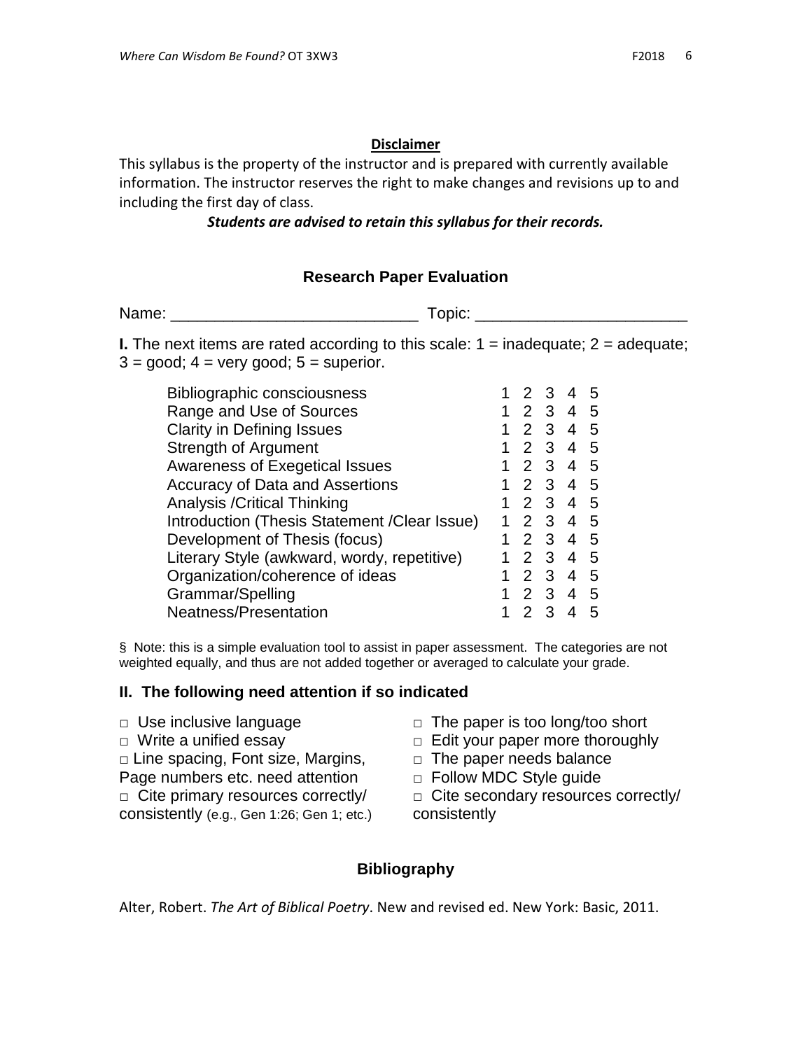**Disclaimer**

This syllabus is the property of the instructor and is prepared with currently available information. The instructor reserves the right to make changes and revisions up to and including the first day of class.

***Students are advised to retain this syllabus for their records.***

## Research Paper Evaluation

Name: ___________________________ Topic: _______________________

**I.** The next items are rated according to this scale: 1 = inadequate; 2 = adequate; 3 = good; 4 = very good; 5 = superior.

| Criterion | Rating |
| --- | --- |
| Bibliographic consciousness | 1 2 3 4 5 |
| Range and Use of Sources | 1 2 3 4 5 |
| Clarity in Defining Issues | 1 2 3 4 5 |
| Strength of Argument | 1 2 3 4 5 |
| Awareness of Exegetical Issues | 1 2 3 4 5 |
| Accuracy of Data and Assertions | 1 2 3 4 5 |
| Analysis /Critical Thinking | 1 2 3 4 5 |
| Introduction (Thesis Statement /Clear Issue) | 1 2 3 4 5 |
| Development of Thesis (focus) | 1 2 3 4 5 |
| Literary Style (awkward, wordy, repetitive) | 1 2 3 4 5 |
| Organization/coherence of ideas | 1 2 3 4 5 |
| Grammar/Spelling | 1 2 3 4 5 |
| Neatness/Presentation | 1 2 3 4 5 |

§ Note: this is a simple evaluation tool to assist in paper assessment. The categories are not weighted equally, and thus are not added together or averaged to calculate your grade.

### II. The following need attention if so indicated

- □ Use inclusive language
- □ Write a unified essay
- □ Line spacing, Font size, Margins, Page numbers etc. need attention
- □ Cite primary resources correctly/ consistently (e.g., Gen 1:26; Gen 1; etc.)
- □ The paper is too long/too short
- □ Edit your paper more thoroughly
- □ The paper needs balance
- □ Follow MDC Style guide
- □ Cite secondary resources correctly/ consistently

## Bibliography

Alter, Robert. *The Art of Biblical Poetry*. New and revised ed. New York: Basic, 2011.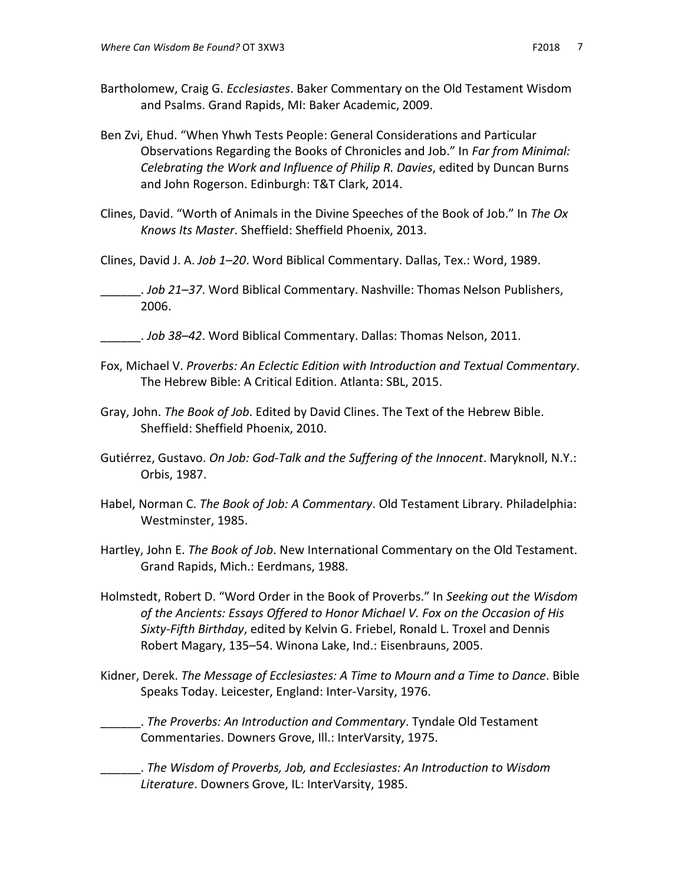Bartholomew, Craig G. *Ecclesiastes*. Baker Commentary on the Old Testament Wisdom and Psalms. Grand Rapids, MI: Baker Academic, 2009.

Ben Zvi, Ehud. "When Yhwh Tests People: General Considerations and Particular Observations Regarding the Books of Chronicles and Job." In *Far from Minimal: Celebrating the Work and Influence of Philip R. Davies*, edited by Duncan Burns and John Rogerson. Edinburgh: T&T Clark, 2014.

Clines, David. "Worth of Animals in the Divine Speeches of the Book of Job." In *The Ox Knows Its Master*. Sheffield: Sheffield Phoenix, 2013.

Clines, David J. A. *Job 1–20*. Word Biblical Commentary. Dallas, Tex.: Word, 1989.

______. *Job 21–37*. Word Biblical Commentary. Nashville: Thomas Nelson Publishers, 2006.

______. *Job 38–42*. Word Biblical Commentary. Dallas: Thomas Nelson, 2011.

Fox, Michael V. *Proverbs: An Eclectic Edition with Introduction and Textual Commentary*. The Hebrew Bible: A Critical Edition. Atlanta: SBL, 2015.

Gray, John. *The Book of Job*. Edited by David Clines. The Text of the Hebrew Bible. Sheffield: Sheffield Phoenix, 2010.

Gutiérrez, Gustavo. *On Job: God-Talk and the Suffering of the Innocent*. Maryknoll, N.Y.: Orbis, 1987.

Habel, Norman C. *The Book of Job: A Commentary*. Old Testament Library. Philadelphia: Westminster, 1985.

Hartley, John E. *The Book of Job*. New International Commentary on the Old Testament. Grand Rapids, Mich.: Eerdmans, 1988.

Holmstedt, Robert D. "Word Order in the Book of Proverbs." In *Seeking out the Wisdom of the Ancients: Essays Offered to Honor Michael V. Fox on the Occasion of His Sixty-Fifth Birthday*, edited by Kelvin G. Friebel, Ronald L. Troxel and Dennis Robert Magary, 135–54. Winona Lake, Ind.: Eisenbrauns, 2005.

Kidner, Derek. *The Message of Ecclesiastes: A Time to Mourn and a Time to Dance*. Bible Speaks Today. Leicester, England: Inter-Varsity, 1976.

______. *The Proverbs: An Introduction and Commentary*. Tyndale Old Testament Commentaries. Downers Grove, Ill.: InterVarsity, 1975.

______. *The Wisdom of Proverbs, Job, and Ecclesiastes: An Introduction to Wisdom Literature*. Downers Grove, IL: InterVarsity, 1985.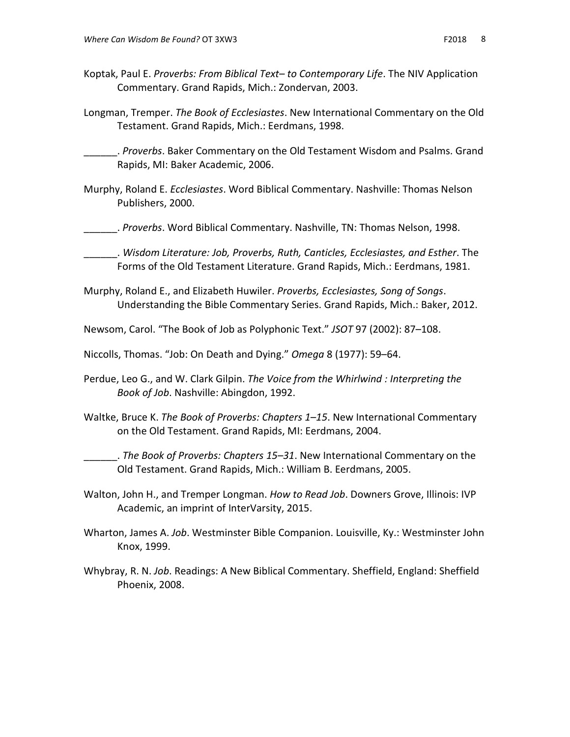Koptak, Paul E. *Proverbs: From Biblical Text– to Contemporary Life*. The NIV Application Commentary. Grand Rapids, Mich.: Zondervan, 2003.

Longman, Tremper. *The Book of Ecclesiastes*. New International Commentary on the Old Testament. Grand Rapids, Mich.: Eerdmans, 1998.

______. *Proverbs*. Baker Commentary on the Old Testament Wisdom and Psalms. Grand Rapids, MI: Baker Academic, 2006.

Murphy, Roland E. *Ecclesiastes*. Word Biblical Commentary. Nashville: Thomas Nelson Publishers, 2000.

______. *Proverbs*. Word Biblical Commentary. Nashville, TN: Thomas Nelson, 1998.

______. *Wisdom Literature: Job, Proverbs, Ruth, Canticles, Ecclesiastes, and Esther*. The Forms of the Old Testament Literature. Grand Rapids, Mich.: Eerdmans, 1981.

Murphy, Roland E., and Elizabeth Huwiler. *Proverbs, Ecclesiastes, Song of Songs*. Understanding the Bible Commentary Series. Grand Rapids, Mich.: Baker, 2012.

Newsom, Carol. "The Book of Job as Polyphonic Text." *JSOT* 97 (2002): 87–108.

Niccolls, Thomas. "Job: On Death and Dying." *Omega* 8 (1977): 59–64.

Perdue, Leo G., and W. Clark Gilpin. *The Voice from the Whirlwind : Interpreting the Book of Job*. Nashville: Abingdon, 1992.

Waltke, Bruce K. *The Book of Proverbs: Chapters 1–15*. New International Commentary on the Old Testament. Grand Rapids, MI: Eerdmans, 2004.

______. *The Book of Proverbs: Chapters 15–31*. New International Commentary on the Old Testament. Grand Rapids, Mich.: William B. Eerdmans, 2005.

Walton, John H., and Tremper Longman. *How to Read Job*. Downers Grove, Illinois: IVP Academic, an imprint of InterVarsity, 2015.

Wharton, James A. *Job*. Westminster Bible Companion. Louisville, Ky.: Westminster John Knox, 1999.

Whybray, R. N. *Job*. Readings: A New Biblical Commentary. Sheffield, England: Sheffield Phoenix, 2008.